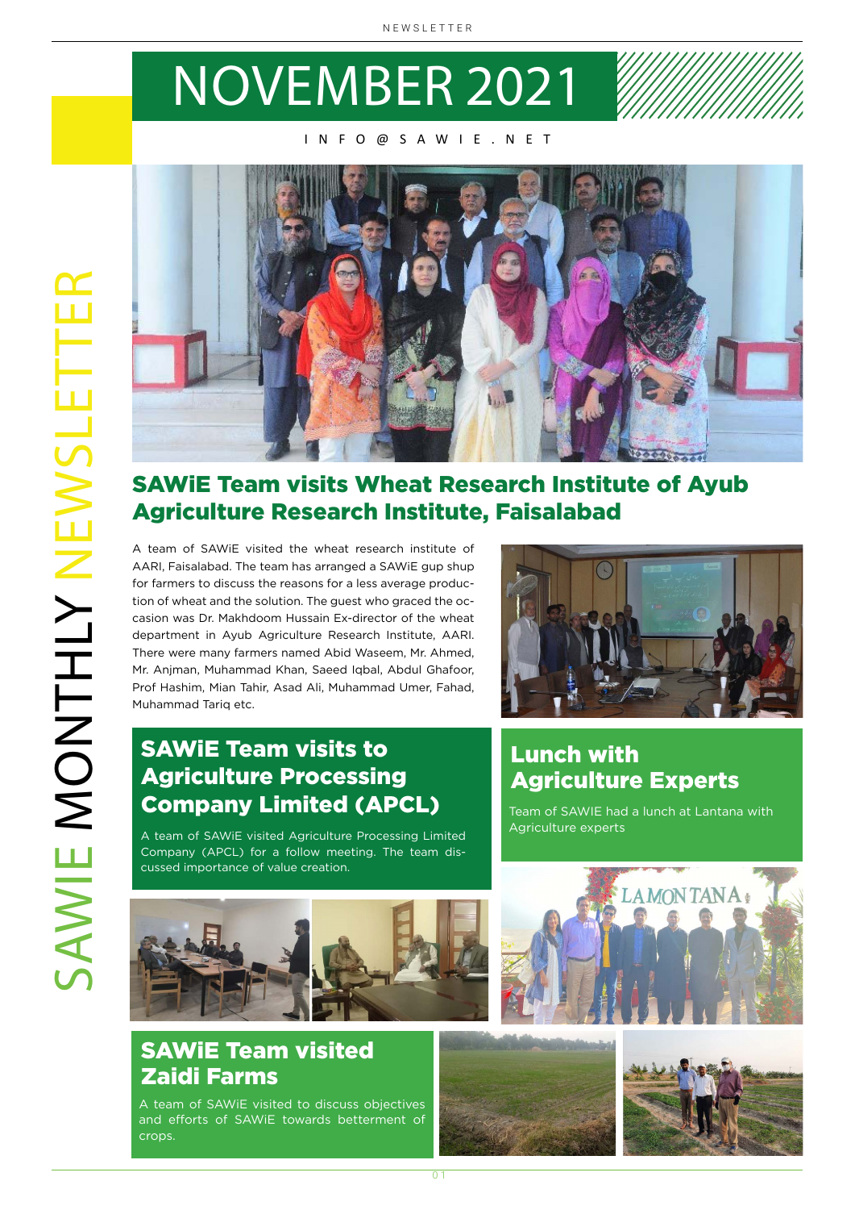# NOVEMBER 2021

INFO@SAWIE.NET

SAWIE MONTHLY NEWSLETTER

## SAWiE Team visits Wheat Research Institute of Ayub Agriculture Research Institute, Faisalabad

A team of SAWiE visited the wheat research institute of AARI, Faisalabad. The team has arranged a SAWiE gup shup for farmers to discuss the reasons for a less average production of wheat and the solution. The guest who graced the occasion was Dr. Makhdoom Hussain Ex-director of the wheat department in Ayub Agriculture Research Institute, AARI. There were many farmers named Abid Waseem, Mr. Ahmed, Mr. Anjman, Muhammad Khan, Saeed Iqbal, Abdul Ghafoor, Prof Hashim, Mian Tahir, Asad Ali, Muhammad Umer, Fahad, Muhammad Tariq etc.

## SAWiE Team visits to Agriculture Processing Company Limited (APCL)

A team of SAWiE visited Agriculture Processing Limited Company (APCL) for a follow meeting. The team discussed importance of value creation.

## Lunch with Agriculture Experts

Team of SAWIE had a lunch at Lantana with Agriculture experts

## SAWiE Team visited Zaidi Farms

A team of SAWiE visited to discuss objectives and efforts of SAWiE towards betterment of crops.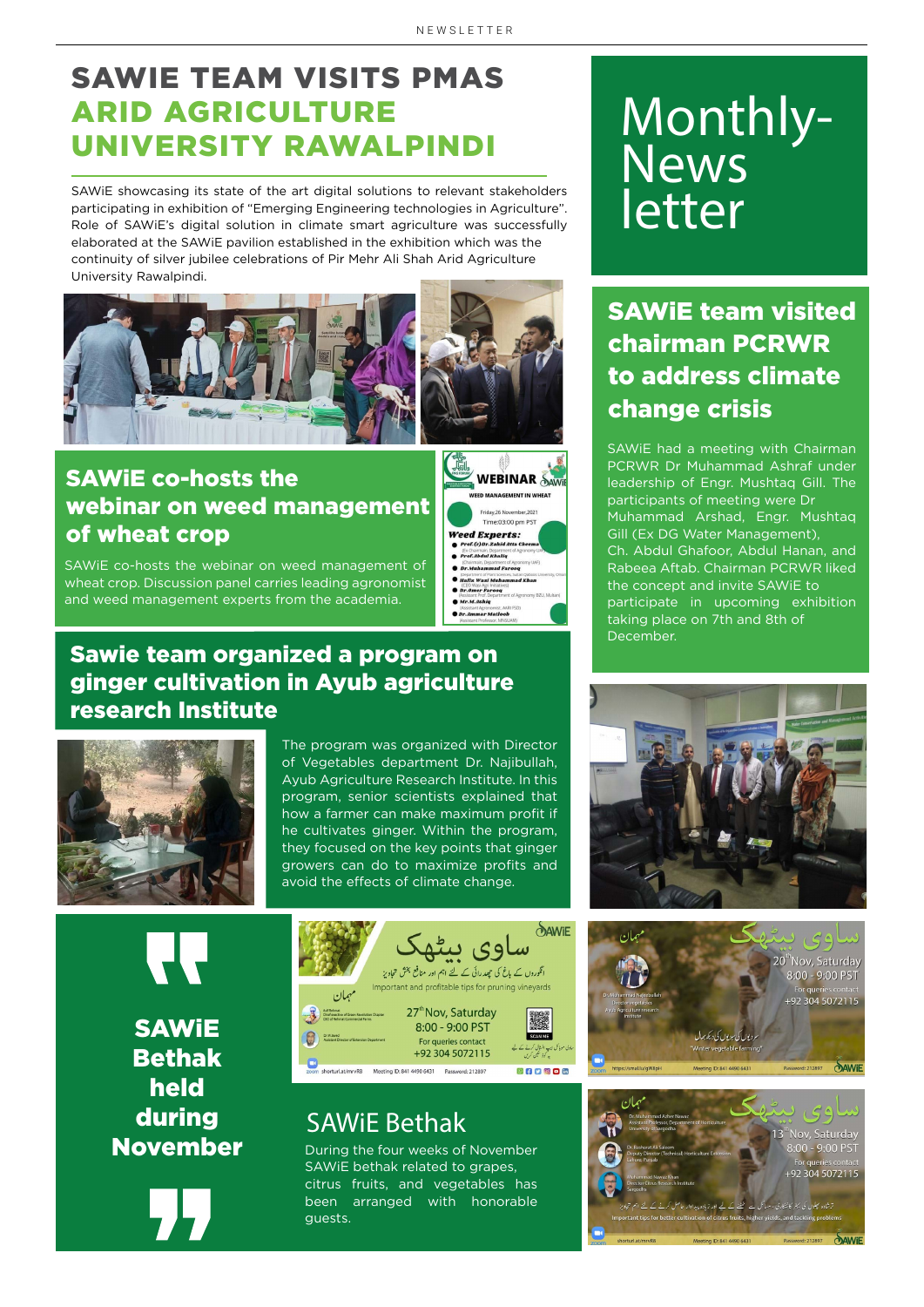# Monthly-News letter

## SAWIE TEAM VISITS PMAS ARID AGRICULTURE UNIVERSITY RAWALPINDI

SAWiE showcasing its state of the art digital solutions to relevant stakeholders participating in exhibition of "Emerging Engineering technologies in Agriculture". Role of SAWiE's digital solution in climate smart agriculture was successfully elaborated at the SAWiE pavilion established in the exhibition which was the continuity of silver jubilee celebrations of Pir Mehr Ali Shah Arid Agriculture University Rawalpindi.

## SAWiE team visited chairman PCRWR to address climate change crisis

SAWiE had a meeting with Chairman PCRWR Dr Muhammad Ashraf under leadership of Engr. Mushtaq Gill. The participants of meeting were Dr Muhammad Arshad, Engr. Mushtaq Gill (Ex DG Water Management), Ch. Abdul Ghafoor, Abdul Hanan, and Rabeea Aftab. Chairman PCRWR liked the concept and invite SAWiE to participate in upcoming exhibition taking place on 7th and 8th of December.

## SAWiE co-hosts the webinar on weed management of wheat crop

SAWiE co-hosts the webinar on weed management of wheat crop. Discussion panel carries leading agronomist and weed management experts from the academia.

## Sawie team organized a program on ginger cultivation in Ayub agriculture research Institute

The program was organized with Director of Vegetables department Dr. Najibullah, Ayub Agriculture Research Institute. In this program, senior scientists explained that how a farmer can make maximum profit if he cultivates ginger. Within the program, they focused on the key points that ginger growers can do to maximize profits and avoid the effects of climate change.

## SAWiE Bethak held during November

## SAWiE Bethak

During the four weeks of November SAWiE bethak related to grapes, citrus fruits, and vegetables has been arranged with honorable guests.